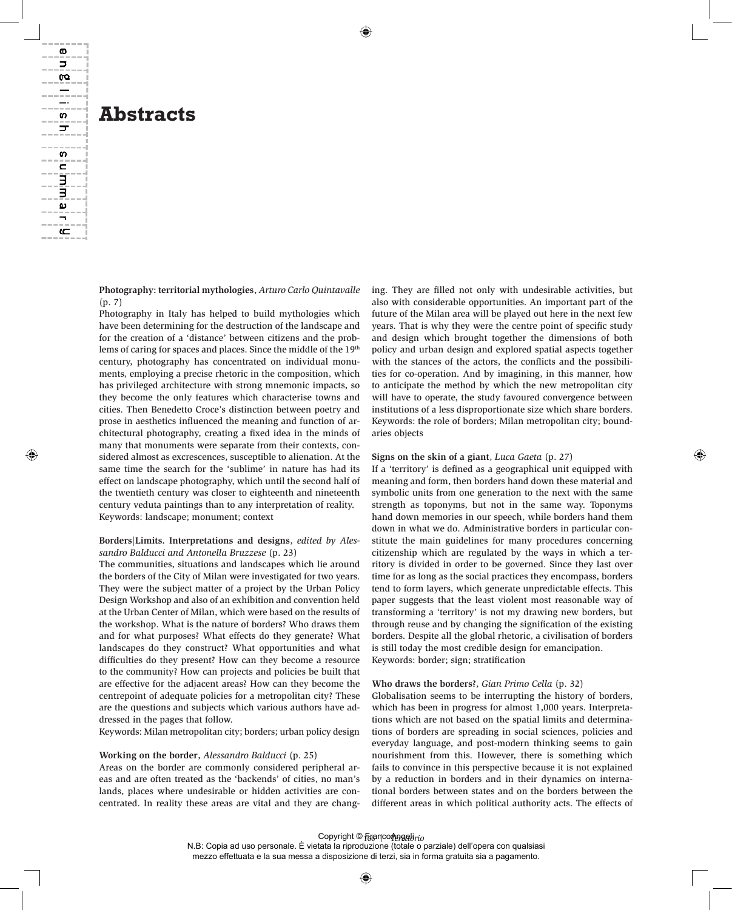# Abstracts

**Photography: territorial mythologies**, *Arturo Carlo Quintavalle* (p. 7)

Photography in Italy has helped to build mythologies which have been determining for the destruction of the landscape and for the creation of a 'distance' between citizens and the problems of caring for spaces and places. Since the middle of the 19th century, photography has concentrated on individual monuments, employing a precise rhetoric in the composition, which has privileged architecture with strong mnemonic impacts, so they become the only features which characterise towns and cities. Then Benedetto Croce's distinction between poetry and prose in aesthetics influenced the meaning and function of architectural photography, creating a fixed idea in the minds of many that monuments were separate from their contexts, considered almost as excrescences, susceptible to alienation. At the same time the search for the 'sublime' in nature has had its effect on landscape photography, which until the second half of the twentieth century was closer to eighteenth and nineteenth century veduta paintings than to any interpretation of reality.
Keywords: landscape; monument; context

**Borders|Limits. Interpretations and designs**, *edited by Alessandro Balducci and Antonella Bruzzese* (p. 23)

The communities, situations and landscapes which lie around the borders of the City of Milan were investigated for two years. They were the subject matter of a project by the Urban Policy Design Workshop and also of an exhibition and convention held at the Urban Center of Milan, which were based on the results of the workshop. What is the nature of borders? Who draws them and for what purposes? What effects do they generate? What landscapes do they construct? What opportunities and what difficulties do they present? How can they become a resource to the community? How can projects and policies be built that are effective for the adjacent areas? How can they become the centrepoint of adequate policies for a metropolitan city? These are the questions and subjects which various authors have addressed in the pages that follow.
Keywords: Milan metropolitan city; borders; urban policy design

**Working on the border**, *Alessandro Balducci* (p. 25)

Areas on the border are commonly considered peripheral areas and are often treated as the 'backends' of cities, no man's lands, places where undesirable or hidden activities are concentrated. In reality these areas are vital and they are changing. They are filled not only with undesirable activities, but also with considerable opportunities. An important part of the future of the Milan area will be played out here in the next few years. That is why they were the centre point of specific study and design which brought together the dimensions of both policy and urban design and explored spatial aspects together with the stances of the actors, the conflicts and the possibilities for co-operation. And by imagining, in this manner, how to anticipate the method by which the new metropolitan city will have to operate, the study favoured convergence between institutions of a less disproportionate size which share borders.
Keywords: the role of borders; Milan metropolitan city; boundaries objects

**Signs on the skin of a giant**, *Luca Gaeta* (p. 27)

If a 'territory' is defined as a geographical unit equipped with meaning and form, then borders hand down these material and symbolic units from one generation to the next with the same strength as toponyms, but not in the same way. Toponyms hand down memories in our speech, while borders hand them down in what we do. Administrative borders in particular constitute the main guidelines for many procedures concerning citizenship which are regulated by the ways in which a territory is divided in order to be governed. Since they last over time for as long as the social practices they encompass, borders tend to form layers, which generate unpredictable effects. This paper suggests that the least violent most reasonable way of transforming a 'territory' is not my drawing new borders, but through reuse and by changing the signification of the existing borders. Despite all the global rhetoric, a civilisation of borders is still today the most credible design for emancipation.
Keywords: border; sign; stratification

**Who draws the borders?**, *Gian Primo Cella* (p. 32)

Globalisation seems to be interrupting the history of borders, which has been in progress for almost 1,000 years. Interpretations which are not based on the spatial limits and determinations of borders are spreading in social sciences, policies and everyday language, and post-modern thinking seems to gain nourishment from this. However, there is something which fails to convince in this perspective because it is not explained by a reduction in borders and in their dynamics on international borders between states and on the borders between the different areas in which political authority acts. The effects of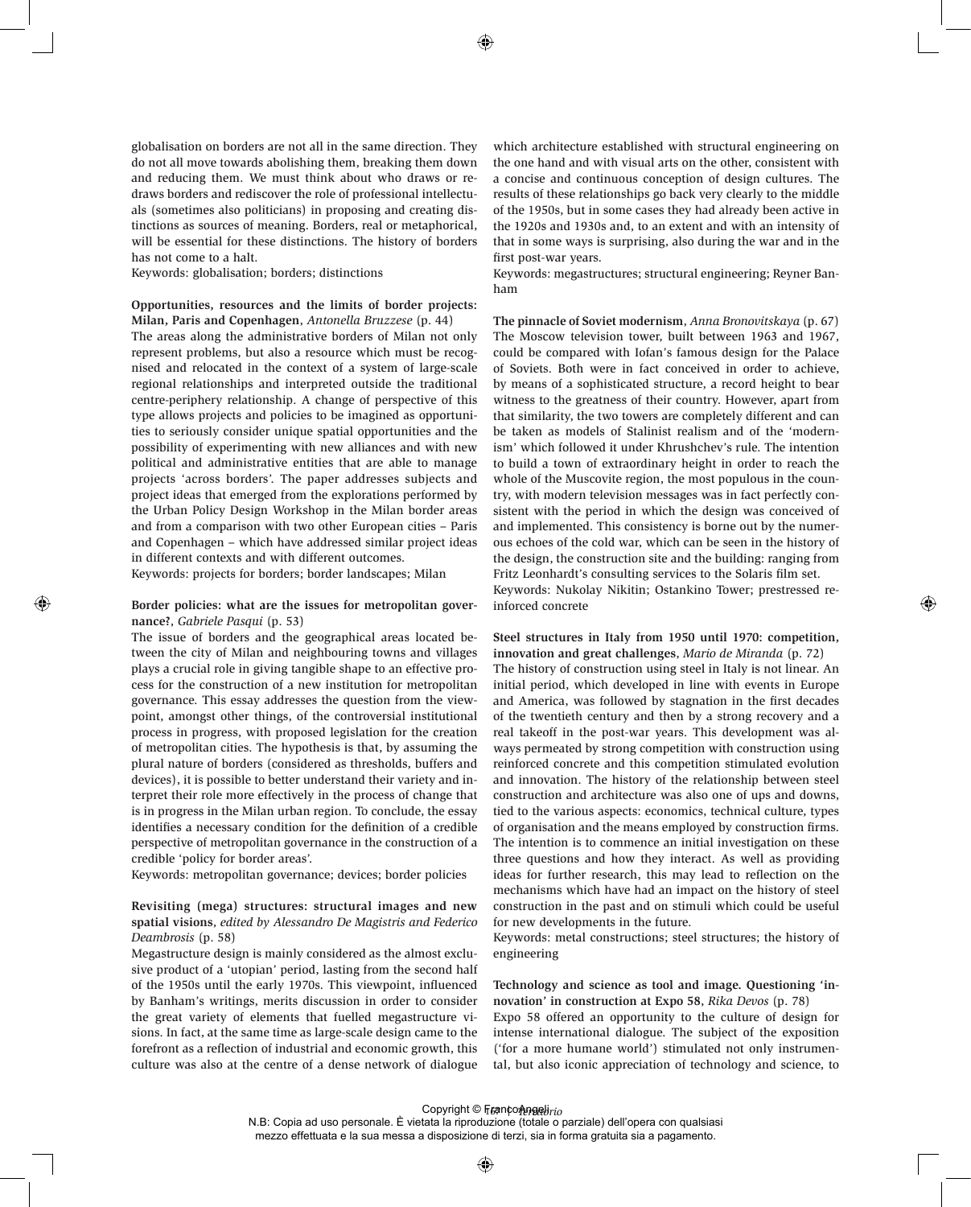globalisation on borders are not all in the same direction. They do not all move towards abolishing them, breaking them down and reducing them. We must think about who draws or redraws borders and rediscover the role of professional intellectuals (sometimes also politicians) in proposing and creating distinctions as sources of meaning. Borders, real or metaphorical, will be essential for these distinctions. The history of borders has not come to a halt.
Keywords: globalisation; borders; distinctions

**Opportunities, resources and the limits of border projects: Milan, Paris and Copenhagen**, *Antonella Bruzzese* (p. 44)
The areas along the administrative borders of Milan not only represent problems, but also a resource which must be recognised and relocated in the context of a system of large-scale regional relationships and interpreted outside the traditional centre-periphery relationship. A change of perspective of this type allows projects and policies to be imagined as opportunities to seriously consider unique spatial opportunities and the possibility of experimenting with new alliances and with new political and administrative entities that are able to manage projects 'across borders'. The paper addresses subjects and project ideas that emerged from the explorations performed by the Urban Policy Design Workshop in the Milan border areas and from a comparison with two other European cities – Paris and Copenhagen – which have addressed similar project ideas in different contexts and with different outcomes.
Keywords: projects for borders; border landscapes; Milan

**Border policies: what are the issues for metropolitan governance?**, *Gabriele Pasqui* (p. 53)
The issue of borders and the geographical areas located between the city of Milan and neighbouring towns and villages plays a crucial role in giving tangible shape to an effective process for the construction of a new institution for metropolitan governance. This essay addresses the question from the viewpoint, amongst other things, of the controversial institutional process in progress, with proposed legislation for the creation of metropolitan cities. The hypothesis is that, by assuming the plural nature of borders (considered as thresholds, buffers and devices), it is possible to better understand their variety and interpret their role more effectively in the process of change that is in progress in the Milan urban region. To conclude, the essay identifies a necessary condition for the definition of a credible perspective of metropolitan governance in the construction of a credible 'policy for border areas'.
Keywords: metropolitan governance; devices; border policies

**Revisiting (mega) structures: structural images and new spatial visions**, *edited by Alessandro De Magistris and Federico Deambrosis* (p. 58)
Megastructure design is mainly considered as the almost exclusive product of a 'utopian' period, lasting from the second half of the 1950s until the early 1970s. This viewpoint, influenced by Banham's writings, merits discussion in order to consider the great variety of elements that fuelled megastructure visions. In fact, at the same time as large-scale design came to the forefront as a reflection of industrial and economic growth, this culture was also at the centre of a dense network of dialogue which architecture established with structural engineering on the one hand and with visual arts on the other, consistent with a concise and continuous conception of design cultures. The results of these relationships go back very clearly to the middle of the 1950s, but in some cases they had already been active in the 1920s and 1930s and, to an extent and with an intensity of that in some ways is surprising, also during the war and in the first post-war years.
Keywords: megastructures; structural engineering; Reyner Banham

**The pinnacle of Soviet modernism**, *Anna Bronovitskaya* (p. 67)
The Moscow television tower, built between 1963 and 1967, could be compared with Iofan's famous design for the Palace of Soviets. Both were in fact conceived in order to achieve, by means of a sophisticated structure, a record height to bear witness to the greatness of their country. However, apart from that similarity, the two towers are completely different and can be taken as models of Stalinist realism and of the 'modernism' which followed it under Khrushchev's rule. The intention to build a town of extraordinary height in order to reach the whole of the Muscovite region, the most populous in the country, with modern television messages was in fact perfectly consistent with the period in which the design was conceived of and implemented. This consistency is borne out by the numerous echoes of the cold war, which can be seen in the history of the design, the construction site and the building: ranging from Fritz Leonhardt's consulting services to the Solaris film set.
Keywords: Nukolay Nikitin; Ostankino Tower; prestressed reinforced concrete

**Steel structures in Italy from 1950 until 1970: competition, innovation and great challenges**, *Mario de Miranda* (p. 72)
The history of construction using steel in Italy is not linear. An initial period, which developed in line with events in Europe and America, was followed by stagnation in the first decades of the twentieth century and then by a strong recovery and a real takeoff in the post-war years. This development was always permeated by strong competition with construction using reinforced concrete and this competition stimulated evolution and innovation. The history of the relationship between steel construction and architecture was also one of ups and downs, tied to the various aspects: economics, technical culture, types of organisation and the means employed by construction firms. The intention is to commence an initial investigation on these three questions and how they interact. As well as providing ideas for further research, this may lead to reflection on the mechanisms which have had an impact on the history of steel construction in the past and on stimuli which could be useful for new developments in the future.
Keywords: metal constructions; steel structures; the history of engineering

**Technology and science as tool and image. Questioning 'innovation' in construction at Expo 58**, *Rika Devos* (p. 78)
Expo 58 offered an opportunity to the culture of design for intense international dialogue. The subject of the exposition ('for a more humane world') stimulated not only instrumental, but also iconic appreciation of technology and science, to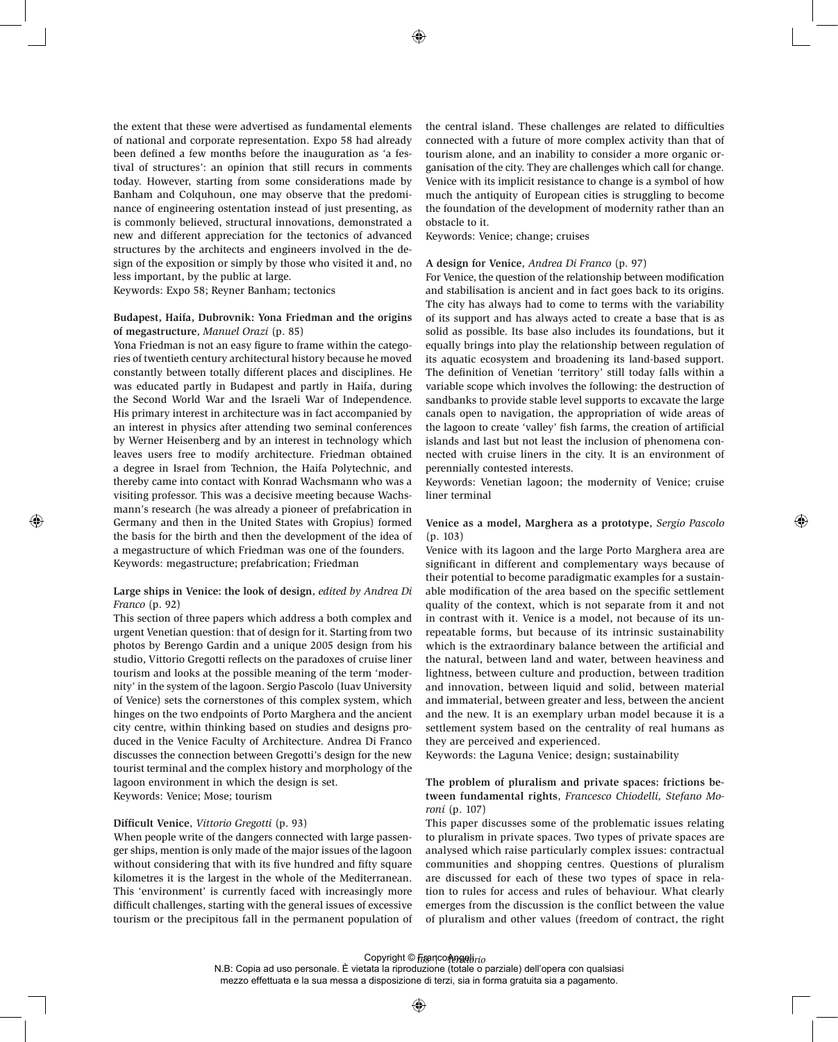the extent that these were advertised as fundamental elements of national and corporate representation. Expo 58 had already been defined a few months before the inauguration as 'a festival of structures': an opinion that still recurs in comments today. However, starting from some considerations made by Banham and Colquhoun, one may observe that the predominance of engineering ostentation instead of just presenting, as is commonly believed, structural innovations, demonstrated a new and different appreciation for the tectonics of advanced structures by the architects and engineers involved in the design of the exposition or simply by those who visited it and, no less important, by the public at large.
Keywords: Expo 58; Reyner Banham; tectonics

**Budapest, Haifa, Dubrovnik: Yona Friedman and the origins of megastructure**, *Manuel Orazi* (p. 85)
Yona Friedman is not an easy figure to frame within the categories of twentieth century architectural history because he moved constantly between totally different places and disciplines. He was educated partly in Budapest and partly in Haifa, during the Second World War and the Israeli War of Independence. His primary interest in architecture was in fact accompanied by an interest in physics after attending two seminal conferences by Werner Heisenberg and by an interest in technology which leaves users free to modify architecture. Friedman obtained a degree in Israel from Technion, the Haifa Polytechnic, and thereby came into contact with Konrad Wachsmann who was a visiting professor. This was a decisive meeting because Wachsmann's research (he was already a pioneer of prefabrication in Germany and then in the United States with Gropius) formed the basis for the birth and then the development of the idea of a megastructure of which Friedman was one of the founders.
Keywords: megastructure; prefabrication; Friedman

**Large ships in Venice: the look of design**, *edited by Andrea Di Franco* (p. 92)
This section of three papers which address a both complex and urgent Venetian question: that of design for it. Starting from two photos by Berengo Gardin and a unique 2005 design from his studio, Vittorio Gregotti reflects on the paradoxes of cruise liner tourism and looks at the possible meaning of the term 'modernity' in the system of the lagoon. Sergio Pascolo (Iuav University of Venice) sets the cornerstones of this complex system, which hinges on the two endpoints of Porto Marghera and the ancient city centre, within thinking based on studies and designs produced in the Venice Faculty of Architecture. Andrea Di Franco discusses the connection between Gregotti's design for the new tourist terminal and the complex history and morphology of the lagoon environment in which the design is set.
Keywords: Venice; Mose; tourism

**Difficult Venice**, *Vittorio Gregotti* (p. 93)
When people write of the dangers connected with large passenger ships, mention is only made of the major issues of the lagoon without considering that with its five hundred and fifty square kilometres it is the largest in the whole of the Mediterranean. This 'environment' is currently faced with increasingly more difficult challenges, starting with the general issues of excessive tourism or the precipitous fall in the permanent population of the central island. These challenges are related to difficulties connected with a future of more complex activity than that of tourism alone, and an inability to consider a more organic organisation of the city. They are challenges which call for change. Venice with its implicit resistance to change is a symbol of how much the antiquity of European cities is struggling to become the foundation of the development of modernity rather than an obstacle to it.
Keywords: Venice; change; cruises

**A design for Venice**, *Andrea Di Franco* (p. 97)
For Venice, the question of the relationship between modification and stabilisation is ancient and in fact goes back to its origins. The city has always had to come to terms with the variability of its support and has always acted to create a base that is as solid as possible. Its base also includes its foundations, but it equally brings into play the relationship between regulation of its aquatic ecosystem and broadening its land-based support. The definition of Venetian 'territory' still today falls within a variable scope which involves the following: the destruction of sandbanks to provide stable level supports to excavate the large canals open to navigation, the appropriation of wide areas of the lagoon to create 'valley' fish farms, the creation of artificial islands and last but not least the inclusion of phenomena connected with cruise liners in the city. It is an environment of perennially contested interests.
Keywords: Venetian lagoon; the modernity of Venice; cruise liner terminal

**Venice as a model, Marghera as a prototype**, *Sergio Pascolo* (p. 103)
Venice with its lagoon and the large Porto Marghera area are significant in different and complementary ways because of their potential to become paradigmatic examples for a sustainable modification of the area based on the specific settlement quality of the context, which is not separate from it and not in contrast with it. Venice is a model, not because of its unrepeatable forms, but because of its intrinsic sustainability which is the extraordinary balance between the artificial and the natural, between land and water, between heaviness and lightness, between culture and production, between tradition and innovation, between liquid and solid, between material and immaterial, between greater and less, between the ancient and the new. It is an exemplary urban model because it is a settlement system based on the centrality of real humans as they are perceived and experienced.
Keywords: the Laguna Venice; design; sustainability

**The problem of pluralism and private spaces: frictions between fundamental rights**, *Francesco Chiodelli, Stefano Moroni* (p. 107)
This paper discusses some of the problematic issues relating to pluralism in private spaces. Two types of private spaces are analysed which raise particularly complex issues: contractual communities and shopping centres. Questions of pluralism are discussed for each of these two types of space in relation to rules for access and rules of behaviour. What clearly emerges from the discussion is the conflict between the value of pluralism and other values (freedom of contract, the right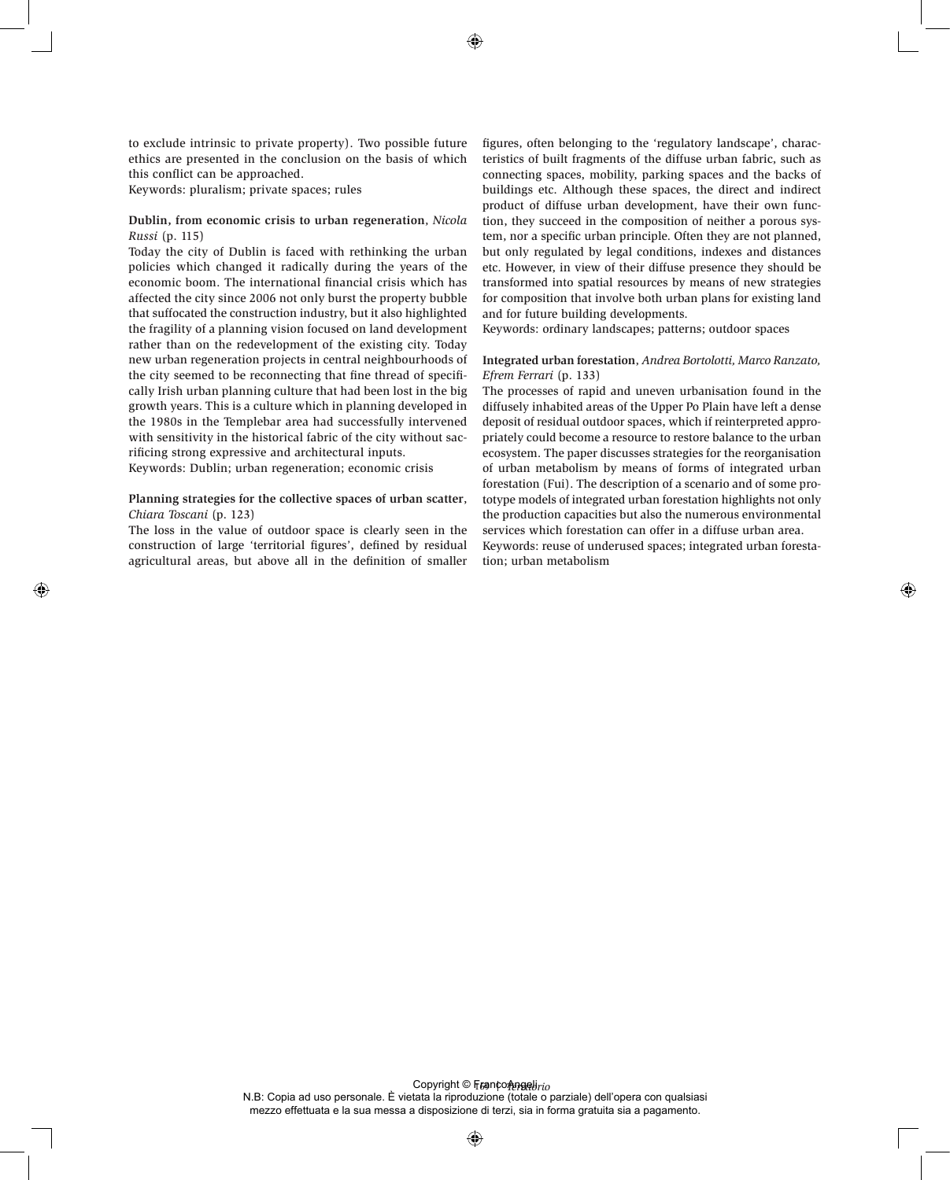to exclude intrinsic to private property). Two possible future ethics are presented in the conclusion on the basis of which this conflict can be approached.
Keywords: pluralism; private spaces; rules

**Dublin, from economic crisis to urban regeneration**, *Nicola Russi* (p. 115)
Today the city of Dublin is faced with rethinking the urban policies which changed it radically during the years of the economic boom. The international financial crisis which has affected the city since 2006 not only burst the property bubble that suffocated the construction industry, but it also highlighted the fragility of a planning vision focused on land development rather than on the redevelopment of the existing city. Today new urban regeneration projects in central neighbourhoods of the city seemed to be reconnecting that fine thread of specifically Irish urban planning culture that had been lost in the big growth years. This is a culture which in planning developed in the 1980s in the Templebar area had successfully intervened with sensitivity in the historical fabric of the city without sacrificing strong expressive and architectural inputs.
Keywords: Dublin; urban regeneration; economic crisis

**Planning strategies for the collective spaces of urban scatter**, *Chiara Toscani* (p. 123)
The loss in the value of outdoor space is clearly seen in the construction of large 'territorial figures', defined by residual agricultural areas, but above all in the definition of smaller figures, often belonging to the 'regulatory landscape', characteristics of built fragments of the diffuse urban fabric, such as connecting spaces, mobility, parking spaces and the backs of buildings etc. Although these spaces, the direct and indirect product of diffuse urban development, have their own function, they succeed in the composition of neither a porous system, nor a specific urban principle. Often they are not planned, but only regulated by legal conditions, indexes and distances etc. However, in view of their diffuse presence they should be transformed into spatial resources by means of new strategies for composition that involve both urban plans for existing land and for future building developments.
Keywords: ordinary landscapes; patterns; outdoor spaces

**Integrated urban forestation**, *Andrea Bortolotti, Marco Ranzato, Efrem Ferrari* (p. 133)
The processes of rapid and uneven urbanisation found in the diffusely inhabited areas of the Upper Po Plain have left a dense deposit of residual outdoor spaces, which if reinterpreted appropriately could become a resource to restore balance to the urban ecosystem. The paper discusses strategies for the reorganisation of urban metabolism by means of forms of integrated urban forestation (Fui). The description of a scenario and of some prototype models of integrated urban forestation highlights not only the production capacities but also the numerous environmental services which forestation can offer in a diffuse urban area.
Keywords: reuse of underused spaces; integrated urban forestation; urban metabolism